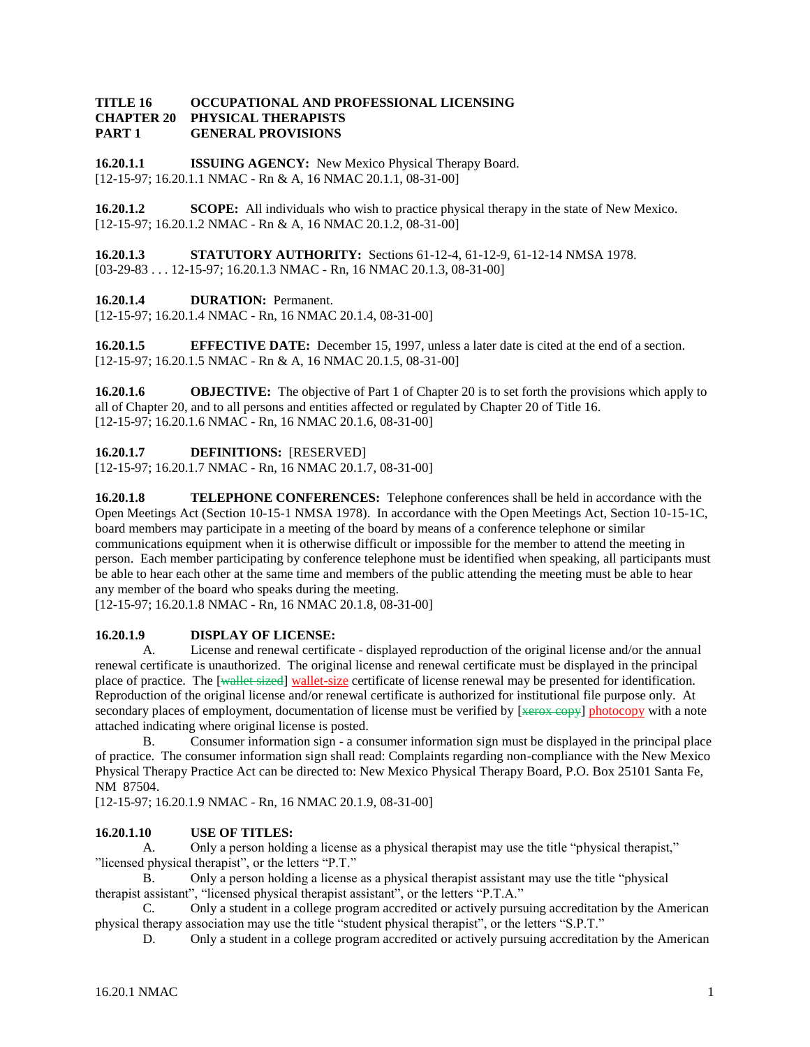**TITLE 16 OCCUPATIONAL AND PROFESSIONAL LICENSING**
**CHAPTER 20 PHYSICAL THERAPISTS**
**PART 1 GENERAL PROVISIONS**

**16.20.1.1 ISSUING AGENCY:** New Mexico Physical Therapy Board.
[12-15-97; 16.20.1.1 NMAC - Rn & A, 16 NMAC 20.1.1, 08-31-00]

**16.20.1.2 SCOPE:** All individuals who wish to practice physical therapy in the state of New Mexico.
[12-15-97; 16.20.1.2 NMAC - Rn & A, 16 NMAC 20.1.2, 08-31-00]

**16.20.1.3 STATUTORY AUTHORITY:** Sections 61-12-4, 61-12-9, 61-12-14 NMSA 1978.
[03-29-83 . . . 12-15-97; 16.20.1.3 NMAC - Rn, 16 NMAC 20.1.3, 08-31-00]

**16.20.1.4 DURATION:** Permanent.
[12-15-97; 16.20.1.4 NMAC - Rn, 16 NMAC 20.1.4, 08-31-00]

**16.20.1.5 EFFECTIVE DATE:** December 15, 1997, unless a later date is cited at the end of a section.
[12-15-97; 16.20.1.5 NMAC - Rn & A, 16 NMAC 20.1.5, 08-31-00]

**16.20.1.6 OBJECTIVE:** The objective of Part 1 of Chapter 20 is to set forth the provisions which apply to all of Chapter 20, and to all persons and entities affected or regulated by Chapter 20 of Title 16.
[12-15-97; 16.20.1.6 NMAC - Rn, 16 NMAC 20.1.6, 08-31-00]

**16.20.1.7 DEFINITIONS:** [RESERVED]
[12-15-97; 16.20.1.7 NMAC - Rn, 16 NMAC 20.1.7, 08-31-00]

**16.20.1.8 TELEPHONE CONFERENCES:** Telephone conferences shall be held in accordance with the Open Meetings Act (Section 10-15-1 NMSA 1978). In accordance with the Open Meetings Act, Section 10-15-1C, board members may participate in a meeting of the board by means of a conference telephone or similar communications equipment when it is otherwise difficult or impossible for the member to attend the meeting in person. Each member participating by conference telephone must be identified when speaking, all participants must be able to hear each other at the same time and members of the public attending the meeting must be able to hear any member of the board who speaks during the meeting.
[12-15-97; 16.20.1.8 NMAC - Rn, 16 NMAC 20.1.8, 08-31-00]

**16.20.1.9 DISPLAY OF LICENSE:**

A. License and renewal certificate - displayed reproduction of the original license and/or the annual renewal certificate is unauthorized. The original license and renewal certificate must be displayed in the principal place of practice. The [~~wallet sized~~] wallet-size certificate of license renewal may be presented for identification. Reproduction of the original license and/or renewal certificate is authorized for institutional file purpose only. At secondary places of employment, documentation of license must be verified by [~~xerox copy~~] photocopy with a note attached indicating where original license is posted.

B. Consumer information sign - a consumer information sign must be displayed in the principal place of practice. The consumer information sign shall read: Complaints regarding non-compliance with the New Mexico Physical Therapy Practice Act can be directed to: New Mexico Physical Therapy Board, P.O. Box 25101 Santa Fe, NM 87504.
[12-15-97; 16.20.1.9 NMAC - Rn, 16 NMAC 20.1.9, 08-31-00]

**16.20.1.10 USE OF TITLES:**

A. Only a person holding a license as a physical therapist may use the title "physical therapist," "licensed physical therapist", or the letters "P.T."

B. Only a person holding a license as a physical therapist assistant may use the title "physical therapist assistant", "licensed physical therapist assistant", or the letters "P.T.A."

C. Only a student in a college program accredited or actively pursuing accreditation by the American physical therapy association may use the title "student physical therapist", or the letters "S.P.T."

D. Only a student in a college program accredited or actively pursuing accreditation by the American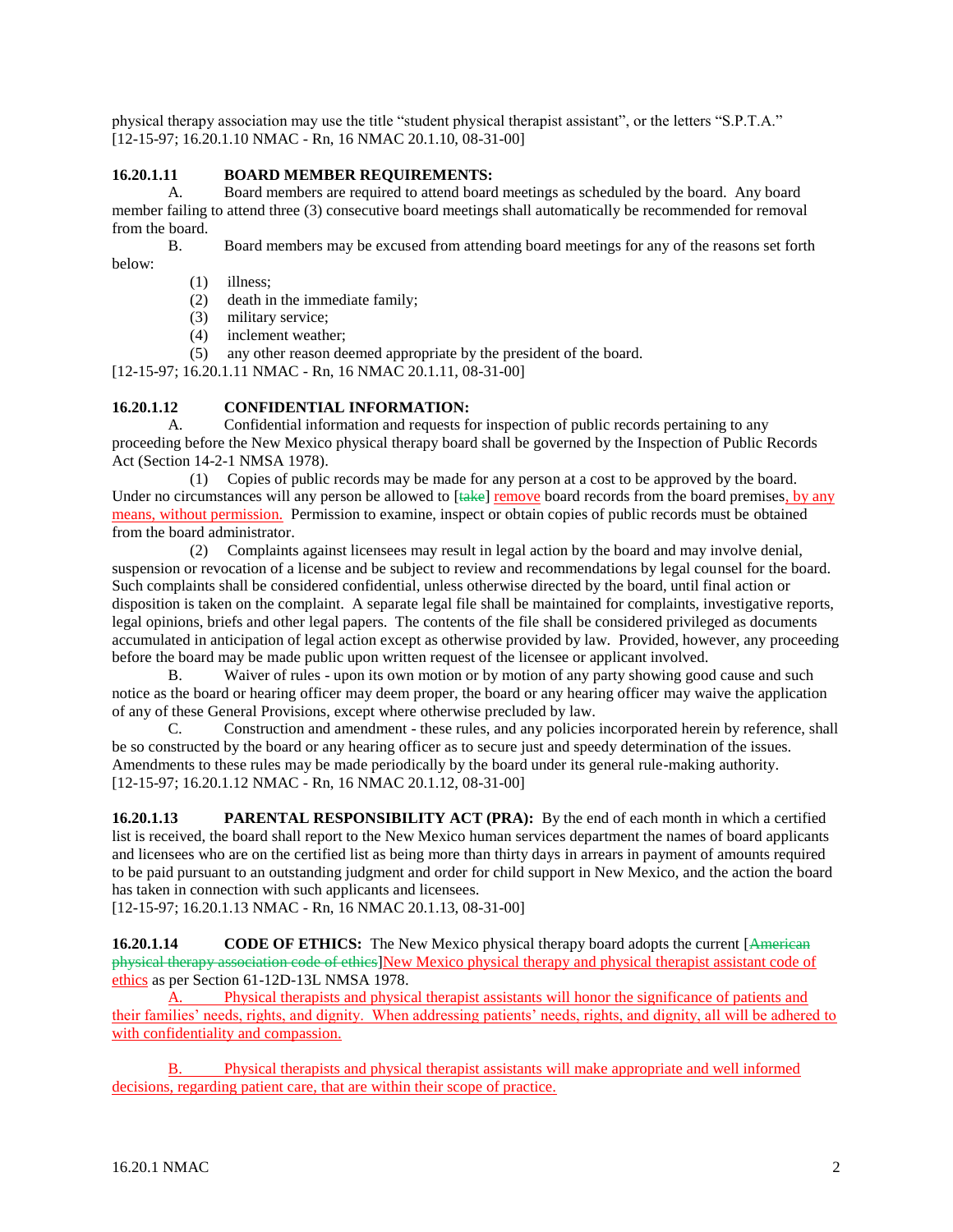physical therapy association may use the title "student physical therapist assistant", or the letters "S.P.T.A."
[12-15-97; 16.20.1.10 NMAC - Rn, 16 NMAC 20.1.10, 08-31-00]

**16.20.1.11 BOARD MEMBER REQUIREMENTS:**

A. Board members are required to attend board meetings as scheduled by the board. Any board member failing to attend three (3) consecutive board meetings shall automatically be recommended for removal from the board.

B. Board members may be excused from attending board meetings for any of the reasons set forth below:

(1) illness;
(2) death in the immediate family;
(3) military service;
(4) inclement weather;
(5) any other reason deemed appropriate by the president of the board.

[12-15-97; 16.20.1.11 NMAC - Rn, 16 NMAC 20.1.11, 08-31-00]

**16.20.1.12 CONFIDENTIAL INFORMATION:**

A. Confidential information and requests for inspection of public records pertaining to any proceeding before the New Mexico physical therapy board shall be governed by the Inspection of Public Records Act (Section 14-2-1 NMSA 1978).

(1) Copies of public records may be made for any person at a cost to be approved by the board. Under no circumstances will any person be allowed to [~~take~~] remove board records from the board premises, by any means, without permission. Permission to examine, inspect or obtain copies of public records must be obtained from the board administrator.

(2) Complaints against licensees may result in legal action by the board and may involve denial, suspension or revocation of a license and be subject to review and recommendations by legal counsel for the board. Such complaints shall be considered confidential, unless otherwise directed by the board, until final action or disposition is taken on the complaint. A separate legal file shall be maintained for complaints, investigative reports, legal opinions, briefs and other legal papers. The contents of the file shall be considered privileged as documents accumulated in anticipation of legal action except as otherwise provided by law. Provided, however, any proceeding before the board may be made public upon written request of the licensee or applicant involved.

B. Waiver of rules - upon its own motion or by motion of any party showing good cause and such notice as the board or hearing officer may deem proper, the board or any hearing officer may waive the application of any of these General Provisions, except where otherwise precluded by law.

C. Construction and amendment - these rules, and any policies incorporated herein by reference, shall be so constructed by the board or any hearing officer as to secure just and speedy determination of the issues. Amendments to these rules may be made periodically by the board under its general rule-making authority.

[12-15-97; 16.20.1.12 NMAC - Rn, 16 NMAC 20.1.12, 08-31-00]

**16.20.1.13 PARENTAL RESPONSIBILITY ACT (PRA):** By the end of each month in which a certified list is received, the board shall report to the New Mexico human services department the names of board applicants and licensees who are on the certified list as being more than thirty days in arrears in payment of amounts required to be paid pursuant to an outstanding judgment and order for child support in New Mexico, and the action the board has taken in connection with such applicants and licensees.
[12-15-97; 16.20.1.13 NMAC - Rn, 16 NMAC 20.1.13, 08-31-00]

**16.20.1.14 CODE OF ETHICS:** The New Mexico physical therapy board adopts the current [~~American physical therapy association code of ethics~~]New Mexico physical therapy and physical therapist assistant code of ethics as per Section 61-12D-13L NMSA 1978.

A. Physical therapists and physical therapist assistants will honor the significance of patients and their families' needs, rights, and dignity. When addressing patients' needs, rights, and dignity, all will be adhered to with confidentiality and compassion.

B. Physical therapists and physical therapist assistants will make appropriate and well informed decisions, regarding patient care, that are within their scope of practice.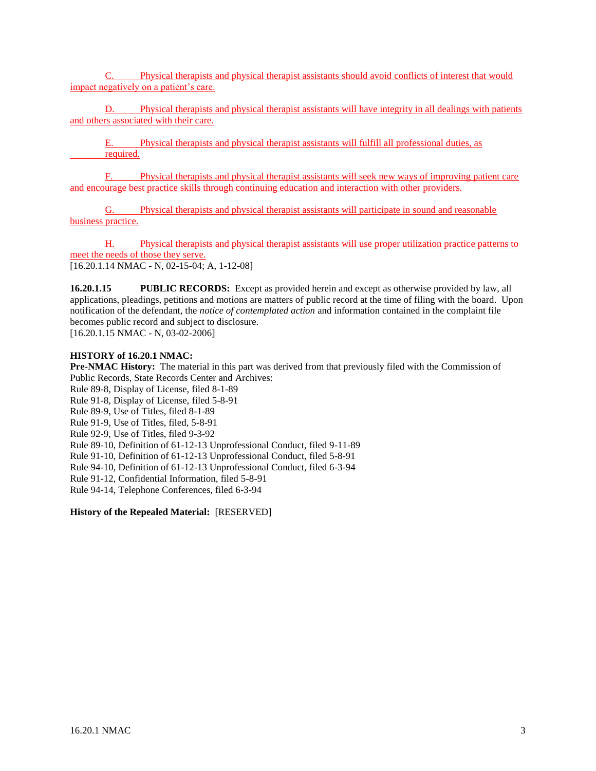C. Physical therapists and physical therapist assistants should avoid conflicts of interest that would impact negatively on a patient's care.

D. Physical therapists and physical therapist assistants will have integrity in all dealings with patients and others associated with their care.

E. Physical therapists and physical therapist assistants will fulfill all professional duties, as required.

F. Physical therapists and physical therapist assistants will seek new ways of improving patient care and encourage best practice skills through continuing education and interaction with other providers.

G. Physical therapists and physical therapist assistants will participate in sound and reasonable business practice.

H. Physical therapists and physical therapist assistants will use proper utilization practice patterns to meet the needs of those they serve.

[16.20.1.14 NMAC - N, 02-15-04; A, 1-12-08]

**16.20.1.15 PUBLIC RECORDS:** Except as provided herein and except as otherwise provided by law, all applications, pleadings, petitions and motions are matters of public record at the time of filing with the board. Upon notification of the defendant, the *notice of contemplated action* and information contained in the complaint file becomes public record and subject to disclosure.

[16.20.1.15 NMAC - N, 03-02-2006]

**HISTORY of 16.20.1 NMAC:**

**Pre-NMAC History:** The material in this part was derived from that previously filed with the Commission of Public Records, State Records Center and Archives:

Rule 89-8, Display of License, filed 8-1-89
Rule 91-8, Display of License, filed 5-8-91
Rule 89-9, Use of Titles, filed 8-1-89
Rule 91-9, Use of Titles, filed, 5-8-91
Rule 92-9, Use of Titles, filed 9-3-92
Rule 89-10, Definition of 61-12-13 Unprofessional Conduct, filed 9-11-89
Rule 91-10, Definition of 61-12-13 Unprofessional Conduct, filed 5-8-91
Rule 94-10, Definition of 61-12-13 Unprofessional Conduct, filed 6-3-94
Rule 91-12, Confidential Information, filed 5-8-91
Rule 94-14, Telephone Conferences, filed 6-3-94

**History of the Repealed Material:** [RESERVED]